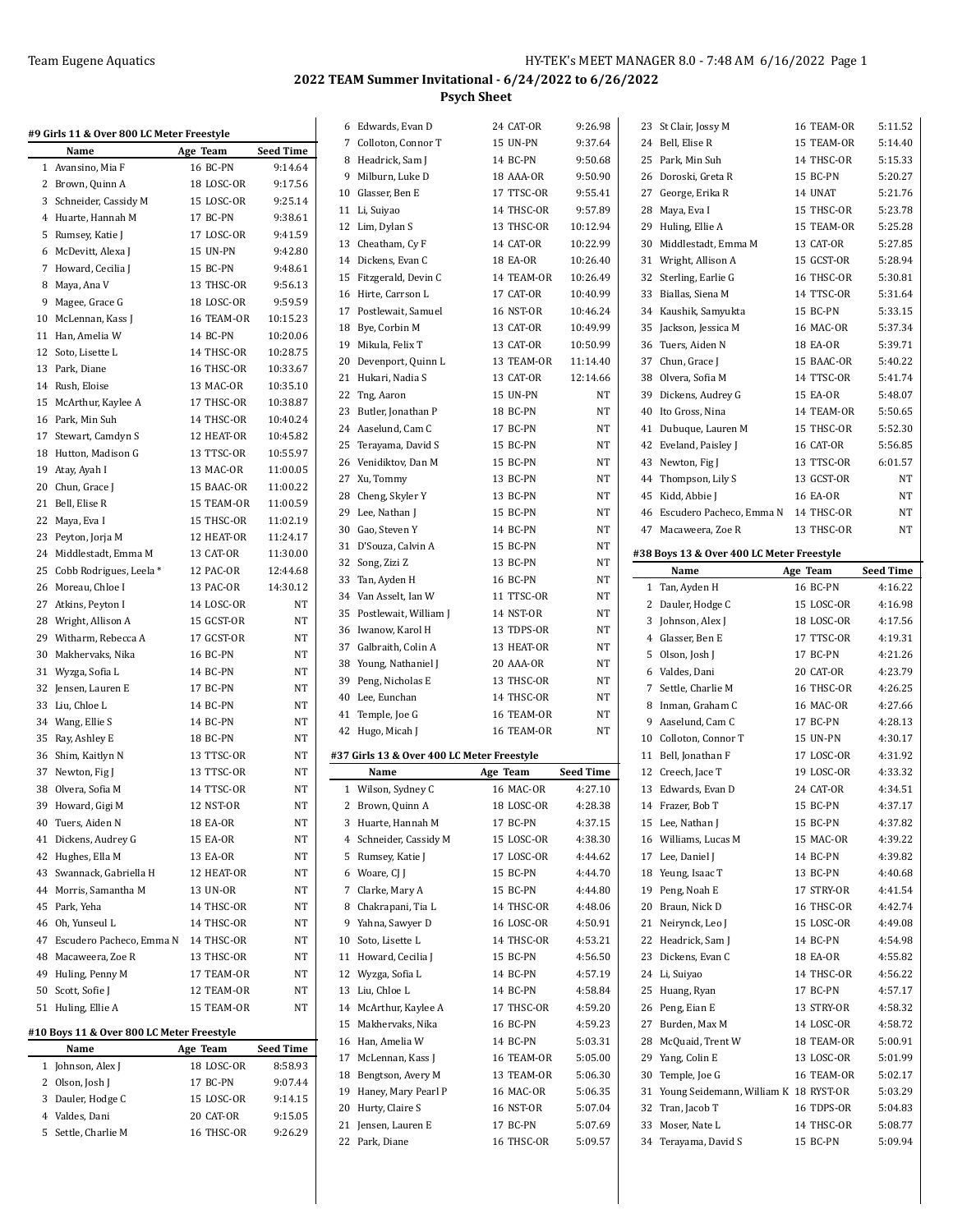# 2022 TEAM Summer Invitational - 6/24/2022 to 6/26/2022

## Psych Sheet

### #9 Girls 11 & Over 800 LC Meter Freestyle

| | Name | Age | Team | Seed Time |
|---|---|---|---|---|
| 1 | Avansino, Mia F | 16 | BC-PN | 9:14.64 |
| 2 | Brown, Quinn A | 18 | LOSC-OR | 9:17.56 |
| 3 | Schneider, Cassidy M | 15 | LOSC-OR | 9:25.14 |
| 4 | Huarte, Hannah M | 17 | BC-PN | 9:38.61 |
| 5 | Rumsey, Katie J | 17 | LOSC-OR | 9:41.59 |
| 6 | McDevitt, Alexa J | 15 | UN-PN | 9:42.80 |
| 7 | Howard, Cecilia J | 15 | BC-PN | 9:48.61 |
| 8 | Maya, Ana V | 13 | THSC-OR | 9:56.13 |
| 9 | Magee, Grace G | 18 | LOSC-OR | 9:59.59 |
| 10 | McLennan, Kass J | 16 | TEAM-OR | 10:15.23 |
| 11 | Han, Amelia W | 14 | BC-PN | 10:20.06 |
| 12 | Soto, Lisette L | 14 | THSC-OR | 10:28.75 |
| 13 | Park, Diane | 16 | THSC-OR | 10:33.67 |
| 14 | Rush, Eloise | 13 | MAC-OR | 10:35.10 |
| 15 | McArthur, Kaylee A | 17 | THSC-OR | 10:38.87 |
| 16 | Park, Min Suh | 14 | THSC-OR | 10:40.24 |
| 17 | Stewart, Camdyn S | 12 | HEAT-OR | 10:45.82 |
| 18 | Hutton, Madison G | 13 | TTSC-OR | 10:55.97 |
| 19 | Atay, Ayah I | 13 | MAC-OR | 11:00.05 |
| 20 | Chun, Grace J | 15 | BAAC-OR | 11:00.22 |
| 21 | Bell, Elise R | 15 | TEAM-OR | 11:00.59 |
| 22 | Maya, Eva I | 15 | THSC-OR | 11:02.19 |
| 23 | Peyton, Jorja M | 12 | HEAT-OR | 11:24.17 |
| 24 | Middlestadt, Emma M | 13 | CAT-OR | 11:30.00 |
| 25 | Cobb Rodrigues, Leela * | 12 | PAC-OR | 12:44.68 |
| 26 | Moreau, Chloe I | 13 | PAC-OR | 14:30.12 |
| 27 | Atkins, Peyton I | 14 | LOSC-OR | NT |
| 28 | Wright, Allison A | 15 | GCST-OR | NT |
| 29 | Witharm, Rebecca A | 17 | GCST-OR | NT |
| 30 | Makhervaks, Nika | 16 | BC-PN | NT |
| 31 | Wyzga, Sofia L | 14 | BC-PN | NT |
| 32 | Jensen, Lauren E | 17 | BC-PN | NT |
| 33 | Liu, Chloe L | 14 | BC-PN | NT |
| 34 | Wang, Ellie S | 14 | BC-PN | NT |
| 35 | Ray, Ashley E | 18 | BC-PN | NT |
| 36 | Shim, Kaitlyn N | 13 | TTSC-OR | NT |
| 37 | Newton, Fig J | 13 | TTSC-OR | NT |
| 38 | Olvera, Sofia M | 14 | TTSC-OR | NT |
| 39 | Howard, Gigi M | 12 | NST-OR | NT |
| 40 | Tuers, Aiden N | 18 | EA-OR | NT |
| 41 | Dickens, Audrey G | 15 | EA-OR | NT |
| 42 | Hughes, Ella M | 13 | EA-OR | NT |
| 43 | Swannack, Gabriella H | 12 | HEAT-OR | NT |
| 44 | Morris, Samantha M | 13 | UN-OR | NT |
| 45 | Park, Yeha | 14 | THSC-OR | NT |
| 46 | Oh, Yunseul L | 14 | THSC-OR | NT |
| 47 | Escudero Pacheco, Emma N | 14 | THSC-OR | NT |
| 48 | Macaweera, Zoe R | 13 | THSC-OR | NT |
| 49 | Huling, Penny M | 17 | TEAM-OR | NT |
| 50 | Scott, Sofie J | 12 | TEAM-OR | NT |
| 51 | Huling, Ellie A | 15 | TEAM-OR | NT |

### #10 Boys 11 & Over 800 LC Meter Freestyle

| | Name | Age | Team | Seed Time |
|---|---|---|---|---|
| 1 | Johnson, Alex J | 18 | LOSC-OR | 8:58.93 |
| 2 | Olson, Josh J | 17 | BC-PN | 9:07.44 |
| 3 | Dauler, Hodge C | 15 | LOSC-OR | 9:14.15 |
| 4 | Valdes, Dani | 20 | CAT-OR | 9:15.05 |
| 5 | Settle, Charlie M | 16 | THSC-OR | 9:26.29 |
| 6 | Edwards, Evan D | 24 | CAT-OR | 9:26.98 |
| 7 | Colloton, Connor T | 15 | UN-PN | 9:37.64 |
| 8 | Headrick, Sam J | 14 | BC-PN | 9:50.68 |
| 9 | Milburn, Luke D | 18 | AAA-OR | 9:50.90 |
| 10 | Glasser, Ben E | 17 | TTSC-OR | 9:55.41 |
| 11 | Li, Suiyao | 14 | THSC-OR | 9:57.89 |
| 12 | Lim, Dylan S | 13 | THSC-OR | 10:12.94 |
| 13 | Cheatham, Cy F | 14 | CAT-OR | 10:22.99 |
| 14 | Dickens, Evan C | 18 | EA-OR | 10:26.40 |
| 15 | Fitzgerald, Devin C | 14 | TEAM-OR | 10:26.49 |
| 16 | Hirte, Carrson L | 17 | CAT-OR | 10:40.99 |
| 17 | Postlewait, Samuel | 16 | NST-OR | 10:46.24 |
| 18 | Bye, Corbin M | 13 | CAT-OR | 10:49.99 |
| 19 | Mikula, Felix T | 13 | CAT-OR | 10:50.99 |
| 20 | Devenport, Quinn L | 13 | TEAM-OR | 11:14.40 |
| 21 | Hukari, Nadia S | 13 | CAT-OR | 12:14.66 |
| 22 | Tng, Aaron | 15 | UN-PN | NT |
| 23 | Butler, Jonathan P | 18 | BC-PN | NT |
| 24 | Aaselund, Cam C | 17 | BC-PN | NT |
| 25 | Terayama, David S | 15 | BC-PN | NT |
| 26 | Venidiktov, Dan M | 15 | BC-PN | NT |
| 27 | Xu, Tommy | 13 | BC-PN | NT |
| 28 | Cheng, Skyler Y | 13 | BC-PN | NT |
| 29 | Lee, Nathan J | 15 | BC-PN | NT |
| 30 | Gao, Steven Y | 14 | BC-PN | NT |
| 31 | D'Souza, Calvin A | 15 | BC-PN | NT |
| 32 | Song, Zizi Z | 13 | BC-PN | NT |
| 33 | Tan, Ayden H | 16 | BC-PN | NT |
| 34 | Van Asselt, Ian W | 11 | TTSC-OR | NT |
| 35 | Postlewait, William J | 14 | NST-OR | NT |
| 36 | Iwanow, Karol H | 13 | TDPS-OR | NT |
| 37 | Galbraith, Colin A | 13 | HEAT-OR | NT |
| 38 | Young, Nathaniel J | 20 | AAA-OR | NT |
| 39 | Peng, Nicholas E | 13 | THSC-OR | NT |
| 40 | Lee, Eunchan | 14 | THSC-OR | NT |
| 41 | Temple, Joe G | 16 | TEAM-OR | NT |
| 42 | Hugo, Micah J | 16 | TEAM-OR | NT |

### #37 Girls 13 & Over 400 LC Meter Freestyle

| | Name | Age | Team | Seed Time |
|---|---|---|---|---|
| 1 | Wilson, Sydney C | 16 | MAC-OR | 4:27.10 |
| 2 | Brown, Quinn A | 18 | LOSC-OR | 4:28.38 |
| 3 | Huarte, Hannah M | 17 | BC-PN | 4:37.15 |
| 4 | Schneider, Cassidy M | 15 | LOSC-OR | 4:38.30 |
| 5 | Rumsey, Katie J | 17 | LOSC-OR | 4:44.62 |
| 6 | Woare, CJ J | 15 | BC-PN | 4:44.70 |
| 7 | Clarke, Mary A | 15 | BC-PN | 4:44.80 |
| 8 | Chakrapani, Tia L | 14 | THSC-OR | 4:48.06 |
| 9 | Yahna, Sawyer D | 16 | LOSC-OR | 4:50.91 |
| 10 | Soto, Lisette L | 14 | THSC-OR | 4:53.21 |
| 11 | Howard, Cecilia J | 15 | BC-PN | 4:56.50 |
| 12 | Wyzga, Sofia L | 14 | BC-PN | 4:57.19 |
| 13 | Liu, Chloe L | 14 | BC-PN | 4:58.84 |
| 14 | McArthur, Kaylee A | 17 | THSC-OR | 4:59.20 |
| 15 | Makhervaks, Nika | 16 | BC-PN | 4:59.23 |
| 16 | Han, Amelia W | 14 | BC-PN | 5:03.31 |
| 17 | McLennan, Kass J | 16 | TEAM-OR | 5:05.00 |
| 18 | Bengtson, Avery M | 13 | TEAM-OR | 5:06.30 |
| 19 | Haney, Mary Pearl P | 16 | MAC-OR | 5:06.35 |
| 20 | Hurty, Claire S | 16 | NST-OR | 5:07.04 |
| 21 | Jensen, Lauren E | 17 | BC-PN | 5:07.69 |
| 22 | Park, Diane | 16 | THSC-OR | 5:09.57 |
| 23 | St Clair, Jossy M | 16 | TEAM-OR | 5:11.52 |
| 24 | Bell, Elise R | 15 | TEAM-OR | 5:14.40 |
| 25 | Park, Min Suh | 14 | THSC-OR | 5:15.33 |
| 26 | Doroski, Greta R | 15 | BC-PN | 5:20.27 |
| 27 | George, Erika R | 14 | UNAT | 5:21.76 |
| 28 | Maya, Eva I | 15 | THSC-OR | 5:23.78 |
| 29 | Huling, Ellie A | 15 | TEAM-OR | 5:25.28 |
| 30 | Middlestadt, Emma M | 13 | CAT-OR | 5:27.85 |
| 31 | Wright, Allison A | 15 | GCST-OR | 5:28.94 |
| 32 | Sterling, Earlie G | 16 | THSC-OR | 5:30.81 |
| 33 | Biallas, Siena M | 14 | TTSC-OR | 5:31.64 |
| 34 | Kaushik, Samyukta | 15 | BC-PN | 5:33.15 |
| 35 | Jackson, Jessica M | 16 | MAC-OR | 5:37.34 |
| 36 | Tuers, Aiden N | 18 | EA-OR | 5:39.71 |
| 37 | Chun, Grace J | 15 | BAAC-OR | 5:40.22 |
| 38 | Olvera, Sofia M | 14 | TTSC-OR | 5:41.74 |
| 39 | Dickens, Audrey G | 15 | EA-OR | 5:48.07 |
| 40 | Ito Gross, Nina | 14 | TEAM-OR | 5:50.65 |
| 41 | Dubuque, Lauren M | 15 | THSC-OR | 5:52.30 |
| 42 | Eveland, Paisley J | 16 | CAT-OR | 5:56.85 |
| 43 | Newton, Fig J | 13 | TTSC-OR | 6:01.57 |
| 44 | Thompson, Lily S | 13 | GCST-OR | NT |
| 45 | Kidd, Abbie J | 16 | EA-OR | NT |
| 46 | Escudero Pacheco, Emma N | 14 | THSC-OR | NT |
| 47 | Macaweera, Zoe R | 13 | THSC-OR | NT |

### #38 Boys 13 & Over 400 LC Meter Freestyle

| | Name | Age | Team | Seed Time |
|---|---|---|---|---|
| 1 | Tan, Ayden H | 16 | BC-PN | 4:16.22 |
| 2 | Dauler, Hodge C | 15 | LOSC-OR | 4:16.98 |
| 3 | Johnson, Alex J | 18 | LOSC-OR | 4:17.56 |
| 4 | Glasser, Ben E | 17 | TTSC-OR | 4:19.31 |
| 5 | Olson, Josh J | 17 | BC-PN | 4:21.26 |
| 6 | Valdes, Dani | 20 | CAT-OR | 4:23.79 |
| 7 | Settle, Charlie M | 16 | THSC-OR | 4:26.25 |
| 8 | Inman, Graham C | 16 | MAC-OR | 4:27.66 |
| 9 | Aaselund, Cam C | 17 | BC-PN | 4:28.13 |
| 10 | Colloton, Connor T | 15 | UN-PN | 4:30.17 |
| 11 | Bell, Jonathan F | 17 | LOSC-OR | 4:31.92 |
| 12 | Creech, Jace T | 19 | LOSC-OR | 4:33.32 |
| 13 | Edwards, Evan D | 24 | CAT-OR | 4:34.51 |
| 14 | Frazer, Bob T | 15 | BC-PN | 4:37.17 |
| 15 | Lee, Nathan J | 15 | BC-PN | 4:37.82 |
| 16 | Williams, Lucas M | 15 | MAC-OR | 4:39.22 |
| 17 | Lee, Daniel J | 14 | BC-PN | 4:39.82 |
| 18 | Yeung, Isaac T | 13 | BC-PN | 4:40.68 |
| 19 | Peng, Noah E | 17 | STRY-OR | 4:41.54 |
| 20 | Braun, Nick D | 16 | THSC-OR | 4:42.74 |
| 21 | Neirynck, Leo J | 15 | LOSC-OR | 4:49.08 |
| 22 | Headrick, Sam J | 14 | BC-PN | 4:54.98 |
| 23 | Dickens, Evan C | 18 | EA-OR | 4:55.82 |
| 24 | Li, Suiyao | 14 | THSC-OR | 4:56.22 |
| 25 | Huang, Ryan | 17 | BC-PN | 4:57.17 |
| 26 | Peng, Eian E | 13 | STRY-OR | 4:58.32 |
| 27 | Burden, Max M | 14 | LOSC-OR | 4:58.72 |
| 28 | McQuaid, Trent W | 18 | TEAM-OR | 5:00.91 |
| 29 | Yang, Colin E | 13 | LOSC-OR | 5:01.99 |
| 30 | Temple, Joe G | 16 | TEAM-OR | 5:02.17 |
| 31 | Young Seidemann, William K | 18 | RYST-OR | 5:03.29 |
| 32 | Tran, Jacob T | 16 | TDPS-OR | 5:04.83 |
| 33 | Moser, Nate L | 14 | THSC-OR | 5:08.77 |
| 34 | Terayama, David S | 15 | BC-PN | 5:09.94 |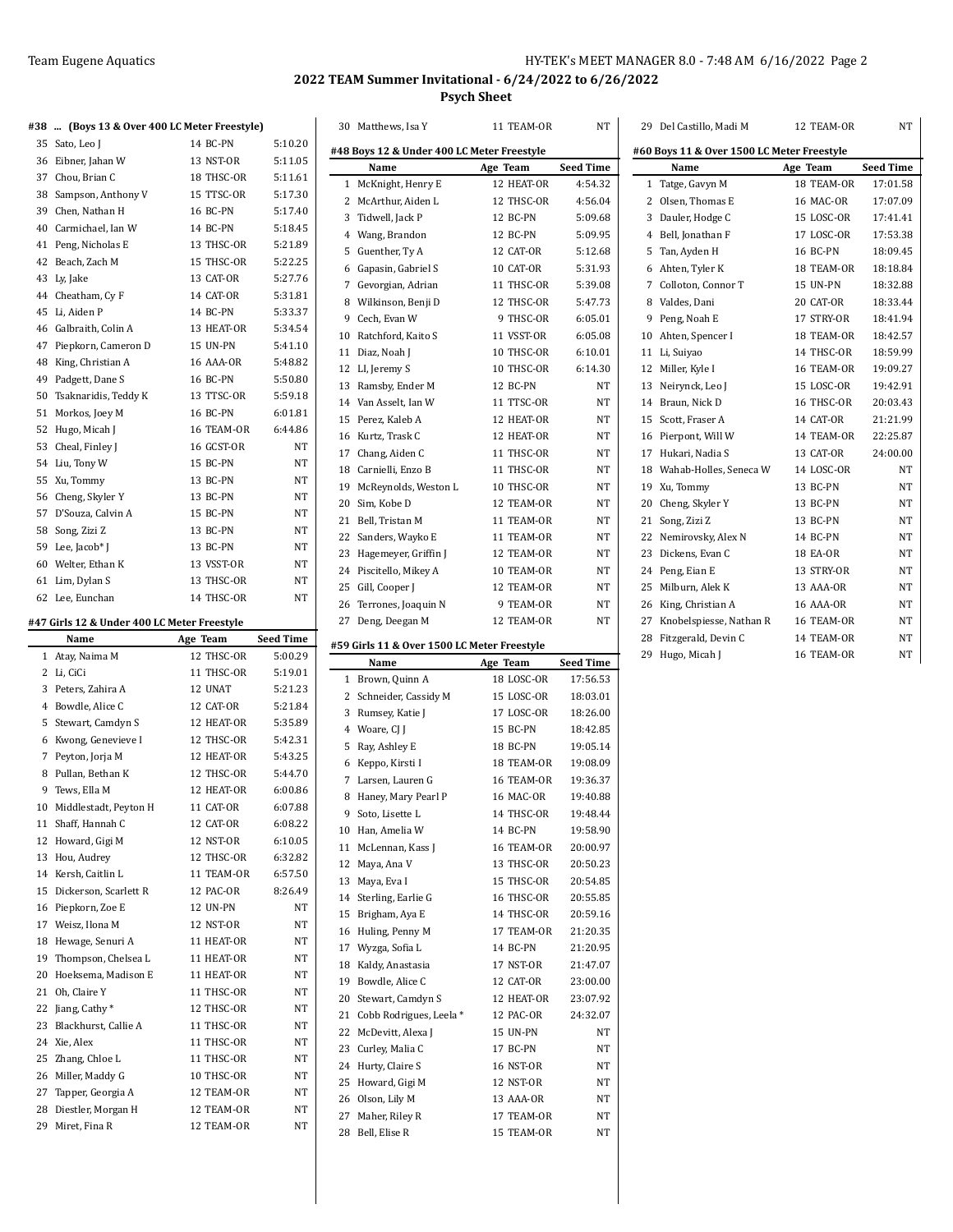## 2022 TEAM Summer Invitational - 6/24/2022 to 6/26/2022

### Psych Sheet

#### #38 ... (Boys 13 & Over 400 LC Meter Freestyle)

| | Name | Age | Team | Seed Time |
|---|---|---|---|---|
| 35 | Sato, Leo J | 14 | BC-PN | 5:10.20 |
| 36 | Eibner, Jahan W | 13 | NST-OR | 5:11.05 |
| 37 | Chou, Brian C | 18 | THSC-OR | 5:11.61 |
| 38 | Sampson, Anthony V | 15 | TTSC-OR | 5:17.30 |
| 39 | Chen, Nathan H | 16 | BC-PN | 5:17.40 |
| 40 | Carmichael, Ian W | 14 | BC-PN | 5:18.45 |
| 41 | Peng, Nicholas E | 13 | THSC-OR | 5:21.89 |
| 42 | Beach, Zach M | 15 | THSC-OR | 5:22.25 |
| 43 | Ly, Jake | 13 | CAT-OR | 5:27.76 |
| 44 | Cheatham, Cy F | 14 | CAT-OR | 5:31.81 |
| 45 | Li, Aiden P | 14 | BC-PN | 5:33.37 |
| 46 | Galbraith, Colin A | 13 | HEAT-OR | 5:34.54 |
| 47 | Piepkorn, Cameron D | 15 | UN-PN | 5:41.10 |
| 48 | King, Christian A | 16 | AAA-OR | 5:48.82 |
| 49 | Padgett, Dane S | 16 | BC-PN | 5:50.80 |
| 50 | Tsaknaridis, Teddy K | 13 | TTSC-OR | 5:59.18 |
| 51 | Morkos, Joey M | 16 | BC-PN | 6:01.81 |
| 52 | Hugo, Micah J | 16 | TEAM-OR | 6:44.86 |
| 53 | Cheal, Finley J | 16 | GCST-OR | NT |
| 54 | Liu, Tony W | 15 | BC-PN | NT |
| 55 | Xu, Tommy | 13 | BC-PN | NT |
| 56 | Cheng, Skyler Y | 13 | BC-PN | NT |
| 57 | D'Souza, Calvin A | 15 | BC-PN | NT |
| 58 | Song, Zizi Z | 13 | BC-PN | NT |
| 59 | Lee, Jacob* J | 13 | BC-PN | NT |
| 60 | Welter, Ethan K | 13 | VSST-OR | NT |
| 61 | Lim, Dylan S | 13 | THSC-OR | NT |
| 62 | Lee, Eunchan | 14 | THSC-OR | NT |

#### #47 Girls 12 & Under 400 LC Meter Freestyle

| | Name | Age | Team | Seed Time |
|---|---|---|---|---|
| 1 | Atay, Naima M | 12 | THSC-OR | 5:00.29 |
| 2 | Li, CiCi | 11 | THSC-OR | 5:19.01 |
| 3 | Peters, Zahira A | 12 | UNAT | 5:21.23 |
| 4 | Bowdle, Alice C | 12 | CAT-OR | 5:21.84 |
| 5 | Stewart, Camdyn S | 12 | HEAT-OR | 5:35.89 |
| 6 | Kwong, Genevieve I | 12 | THSC-OR | 5:42.31 |
| 7 | Peyton, Jorja M | 12 | HEAT-OR | 5:43.25 |
| 8 | Pullan, Bethan K | 12 | THSC-OR | 5:44.70 |
| 9 | Tews, Ella M | 12 | HEAT-OR | 6:00.86 |
| 10 | Middlestadt, Peyton H | 11 | CAT-OR | 6:07.88 |
| 11 | Shaff, Hannah C | 12 | CAT-OR | 6:08.22 |
| 12 | Howard, Gigi M | 12 | NST-OR | 6:10.05 |
| 13 | Hou, Audrey | 12 | THSC-OR | 6:32.82 |
| 14 | Kersh, Caitlin L | 11 | TEAM-OR | 6:57.50 |
| 15 | Dickerson, Scarlett R | 12 | PAC-OR | 8:26.49 |
| 16 | Piepkorn, Zoe E | 12 | UN-PN | NT |
| 17 | Weisz, Ilona M | 12 | NST-OR | NT |
| 18 | Hewage, Senuri A | 11 | HEAT-OR | NT |
| 19 | Thompson, Chelsea L | 11 | HEAT-OR | NT |
| 20 | Hoeksema, Madison E | 11 | HEAT-OR | NT |
| 21 | Oh, Claire Y | 11 | THSC-OR | NT |
| 22 | Jiang, Cathy * | 12 | THSC-OR | NT |
| 23 | Blackhurst, Callie A | 11 | THSC-OR | NT |
| 24 | Xie, Alex | 11 | THSC-OR | NT |
| 25 | Zhang, Chloe L | 11 | THSC-OR | NT |
| 26 | Miller, Maddy G | 10 | THSC-OR | NT |
| 27 | Tapper, Georgia A | 12 | TEAM-OR | NT |
| 28 | Diestler, Morgan H | 12 | TEAM-OR | NT |
| 29 | Miret, Fina R | 12 | TEAM-OR | NT |
| 30 | Matthews, Isa Y | 11 | TEAM-OR | NT |

#### #48 Boys 12 & Under 400 LC Meter Freestyle

| | Name | Age | Team | Seed Time |
|---|---|---|---|---|
| 1 | McKnight, Henry E | 12 | HEAT-OR | 4:54.32 |
| 2 | McArthur, Aiden L | 12 | THSC-OR | 4:56.04 |
| 3 | Tidwell, Jack P | 12 | BC-PN | 5:09.68 |
| 4 | Wang, Brandon | 12 | BC-PN | 5:09.95 |
| 5 | Guenther, Ty A | 12 | CAT-OR | 5:12.68 |
| 6 | Gapasin, Gabriel S | 10 | CAT-OR | 5:31.93 |
| 7 | Gevorgian, Adrian | 11 | THSC-OR | 5:39.08 |
| 8 | Wilkinson, Benji D | 12 | THSC-OR | 5:47.73 |
| 9 | Cech, Evan W | 9 | THSC-OR | 6:05.01 |
| 10 | Ratchford, Kaito S | 11 | VSST-OR | 6:05.08 |
| 11 | Diaz, Noah J | 10 | THSC-OR | 6:10.01 |
| 12 | LI, Jeremy S | 10 | THSC-OR | 6:14.30 |
| 13 | Ramsby, Ender M | 12 | BC-PN | NT |
| 14 | Van Asselt, Ian W | 11 | TTSC-OR | NT |
| 15 | Perez, Kaleb A | 12 | HEAT-OR | NT |
| 16 | Kurtz, Trask C | 12 | HEAT-OR | NT |
| 17 | Chang, Aiden C | 11 | THSC-OR | NT |
| 18 | Carnielli, Enzo B | 11 | THSC-OR | NT |
| 19 | McReynolds, Weston L | 10 | THSC-OR | NT |
| 20 | Sim, Kobe D | 12 | TEAM-OR | NT |
| 21 | Bell, Tristan M | 11 | TEAM-OR | NT |
| 22 | Sanders, Wayko E | 11 | TEAM-OR | NT |
| 23 | Hagemeyer, Griffin J | 12 | TEAM-OR | NT |
| 24 | Piscitello, Mikey A | 10 | TEAM-OR | NT |
| 25 | Gill, Cooper J | 12 | TEAM-OR | NT |
| 26 | Terrones, Joaquin N | 9 | TEAM-OR | NT |
| 27 | Deng, Deegan M | 12 | TEAM-OR | NT |

#### #59 Girls 11 & Over 1500 LC Meter Freestyle

| | Name | Age | Team | Seed Time |
|---|---|---|---|---|
| 1 | Brown, Quinn A | 18 | LOSC-OR | 17:56.53 |
| 2 | Schneider, Cassidy M | 15 | LOSC-OR | 18:03.01 |
| 3 | Rumsey, Katie J | 17 | LOSC-OR | 18:26.00 |
| 4 | Woare, CJ J | 15 | BC-PN | 18:42.85 |
| 5 | Ray, Ashley E | 18 | BC-PN | 19:05.14 |
| 6 | Keppo, Kirsti I | 18 | TEAM-OR | 19:08.09 |
| 7 | Larsen, Lauren G | 16 | TEAM-OR | 19:36.37 |
| 8 | Haney, Mary Pearl P | 16 | MAC-OR | 19:40.88 |
| 9 | Soto, Lisette L | 14 | THSC-OR | 19:48.44 |
| 10 | Han, Amelia W | 14 | BC-PN | 19:58.90 |
| 11 | McLennan, Kass J | 16 | TEAM-OR | 20:00.97 |
| 12 | Maya, Ana V | 13 | THSC-OR | 20:50.23 |
| 13 | Maya, Eva I | 15 | THSC-OR | 20:54.85 |
| 14 | Sterling, Earlie G | 16 | THSC-OR | 20:55.85 |
| 15 | Brigham, Aya E | 14 | THSC-OR | 20:59.16 |
| 16 | Huling, Penny M | 17 | TEAM-OR | 21:20.35 |
| 17 | Wyzga, Sofia L | 14 | BC-PN | 21:20.95 |
| 18 | Kaldy, Anastasia | 17 | NST-OR | 21:47.07 |
| 19 | Bowdle, Alice C | 12 | CAT-OR | 23:00.00 |
| 20 | Stewart, Camdyn S | 12 | HEAT-OR | 23:07.92 |
| 21 | Cobb Rodrigues, Leela * | 12 | PAC-OR | 24:32.07 |
| 22 | McDevitt, Alexa J | 15 | UN-PN | NT |
| 23 | Curley, Malia C | 17 | BC-PN | NT |
| 24 | Hurty, Claire S | 16 | NST-OR | NT |
| 25 | Howard, Gigi M | 12 | NST-OR | NT |
| 26 | Olson, Lily M | 13 | AAA-OR | NT |
| 27 | Maher, Riley R | 17 | TEAM-OR | NT |
| 28 | Bell, Elise R | 15 | TEAM-OR | NT |
| 29 | Del Castillo, Madi M | 12 | TEAM-OR | NT |

#### #60 Boys 11 & Over 1500 LC Meter Freestyle

| | Name | Age | Team | Seed Time |
|---|---|---|---|---|
| 1 | Tatge, Gavyn M | 18 | TEAM-OR | 17:01.58 |
| 2 | Olsen, Thomas E | 16 | MAC-OR | 17:07.09 |
| 3 | Dauler, Hodge C | 15 | LOSC-OR | 17:41.41 |
| 4 | Bell, Jonathan F | 17 | LOSC-OR | 17:53.38 |
| 5 | Tan, Ayden H | 16 | BC-PN | 18:09.45 |
| 6 | Ahten, Tyler K | 18 | TEAM-OR | 18:18.84 |
| 7 | Colloton, Connor T | 15 | UN-PN | 18:32.88 |
| 8 | Valdes, Dani | 20 | CAT-OR | 18:33.44 |
| 9 | Peng, Noah E | 17 | STRY-OR | 18:41.94 |
| 10 | Ahten, Spencer I | 18 | TEAM-OR | 18:42.57 |
| 11 | Li, Suiyao | 14 | THSC-OR | 18:59.99 |
| 12 | Miller, Kyle I | 16 | TEAM-OR | 19:09.27 |
| 13 | Neirynck, Leo J | 15 | LOSC-OR | 19:42.91 |
| 14 | Braun, Nick D | 16 | THSC-OR | 20:03.43 |
| 15 | Scott, Fraser A | 14 | CAT-OR | 21:21.99 |
| 16 | Pierpont, Will W | 14 | TEAM-OR | 22:25.87 |
| 17 | Hukari, Nadia S | 13 | CAT-OR | 24:00.00 |
| 18 | Wahab-Holles, Seneca W | 14 | LOSC-OR | NT |
| 19 | Xu, Tommy | 13 | BC-PN | NT |
| 20 | Cheng, Skyler Y | 13 | BC-PN | NT |
| 21 | Song, Zizi Z | 13 | BC-PN | NT |
| 22 | Nemirovsky, Alex N | 14 | BC-PN | NT |
| 23 | Dickens, Evan C | 18 | EA-OR | NT |
| 24 | Peng, Eian E | 13 | STRY-OR | NT |
| 25 | Milburn, Alek K | 13 | AAA-OR | NT |
| 26 | King, Christian A | 16 | AAA-OR | NT |
| 27 | Knobelspiesse, Nathan R | 16 | TEAM-OR | NT |
| 28 | Fitzgerald, Devin C | 14 | TEAM-OR | NT |
| 29 | Hugo, Micah J | 16 | TEAM-OR | NT |